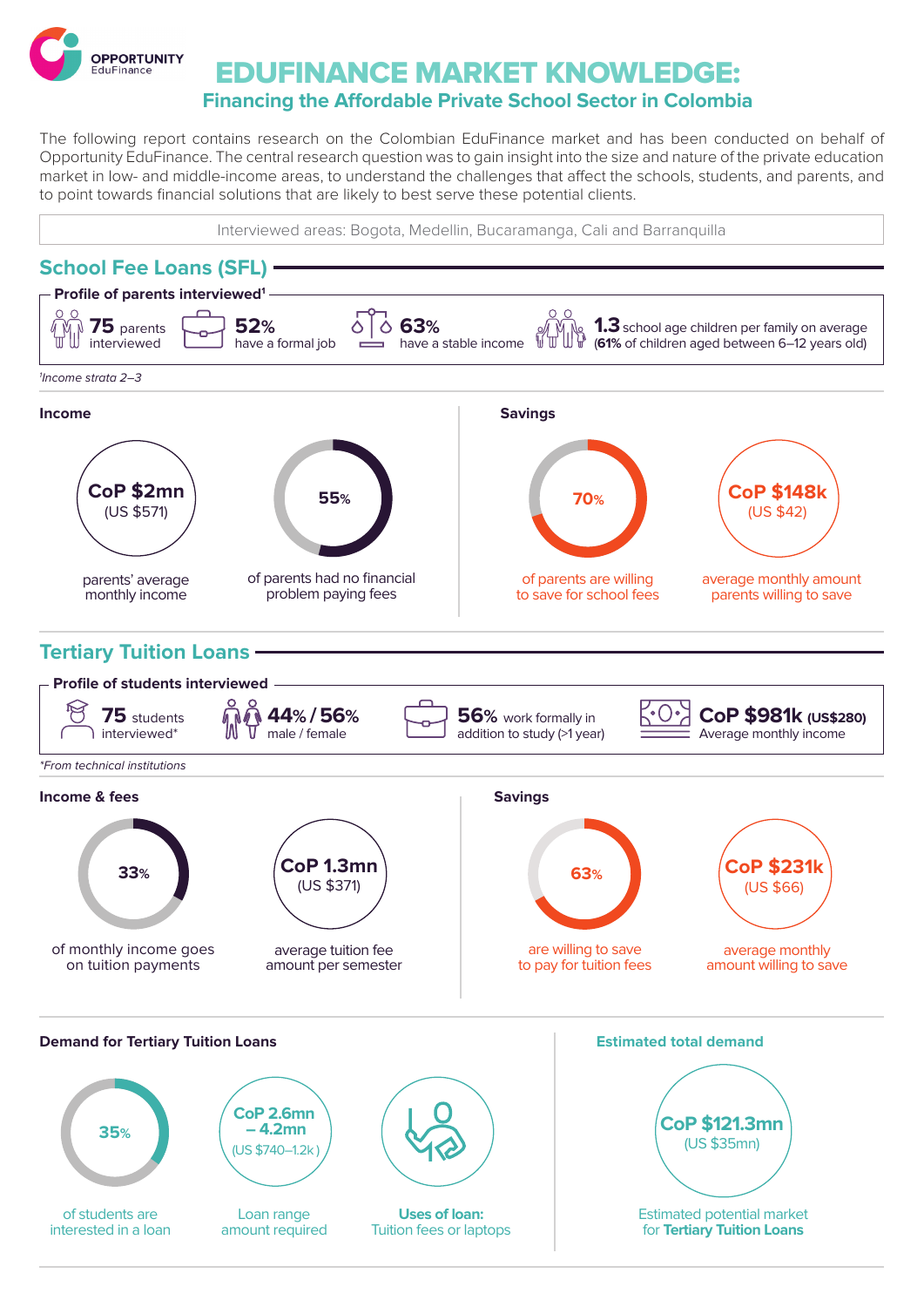OPPORTUNITY EduFinance

# EDUFINANCE MARKET KNOWLEDGE:

## Financing the Affordable Private School Sector in Colombia

The following report contains research on the Colombian EduFinance market and has been conducted on behalf of Opportunity EduFinance. The central research question was to gain insight into the size and nature of the private education market in low- and middle-income areas, to understand the challenges that affect the schools, students, and parents, and to point towards financial solutions that are likely to best serve these potential clients.

Interviewed areas: Bogota, Medellin, Bucaramanga, Cali and Barranquilla

## School Fee Loans (SFL)

### Profile of parents interviewed[1]

- **75** parents interviewed
- **52%** have a formal job
- **63%** have a stable income
- **1.3** school age children per family on average (**61%** of children aged between 6–12 years old)

[1]Income strata 2–3

### Income

- **CoP $2mn** (US $571) — parents' average monthly income
- **55%** of parents had no financial problem paying fees

### Savings

- **70%** of parents are willing to save for school fees
- **CoP $148k** (US $42) — average monthly amount parents willing to save

## Tertiary Tuition Loans

### Profile of students interviewed

- **75** students interviewed*
- **44% / 56%** male / female
- **56%** work formally in addition to study (>1 year)
- **CoP $981k** (US$280) Average monthly income

*From technical institutions

### Income & fees

- **33%** of monthly income goes on tuition payments
- **CoP 1.3mn** (US $371) — average tuition fee amount per semester

### Savings

- **63%** are willing to save to pay for tuition fees
- **CoP $231k** (US $66) — average monthly amount willing to save

### Demand for Tertiary Tuition Loans

- **35%** of students are interested in a loan
- **CoP 2.6mn – 4.2mn** (US $740–1.2k) — Loan range amount required
- **Uses of loan:** Tuition fees or laptops

### Estimated total demand

- **CoP $121.3mn** (US $35mn) — Estimated potential market for **Tertiary Tuition Loans**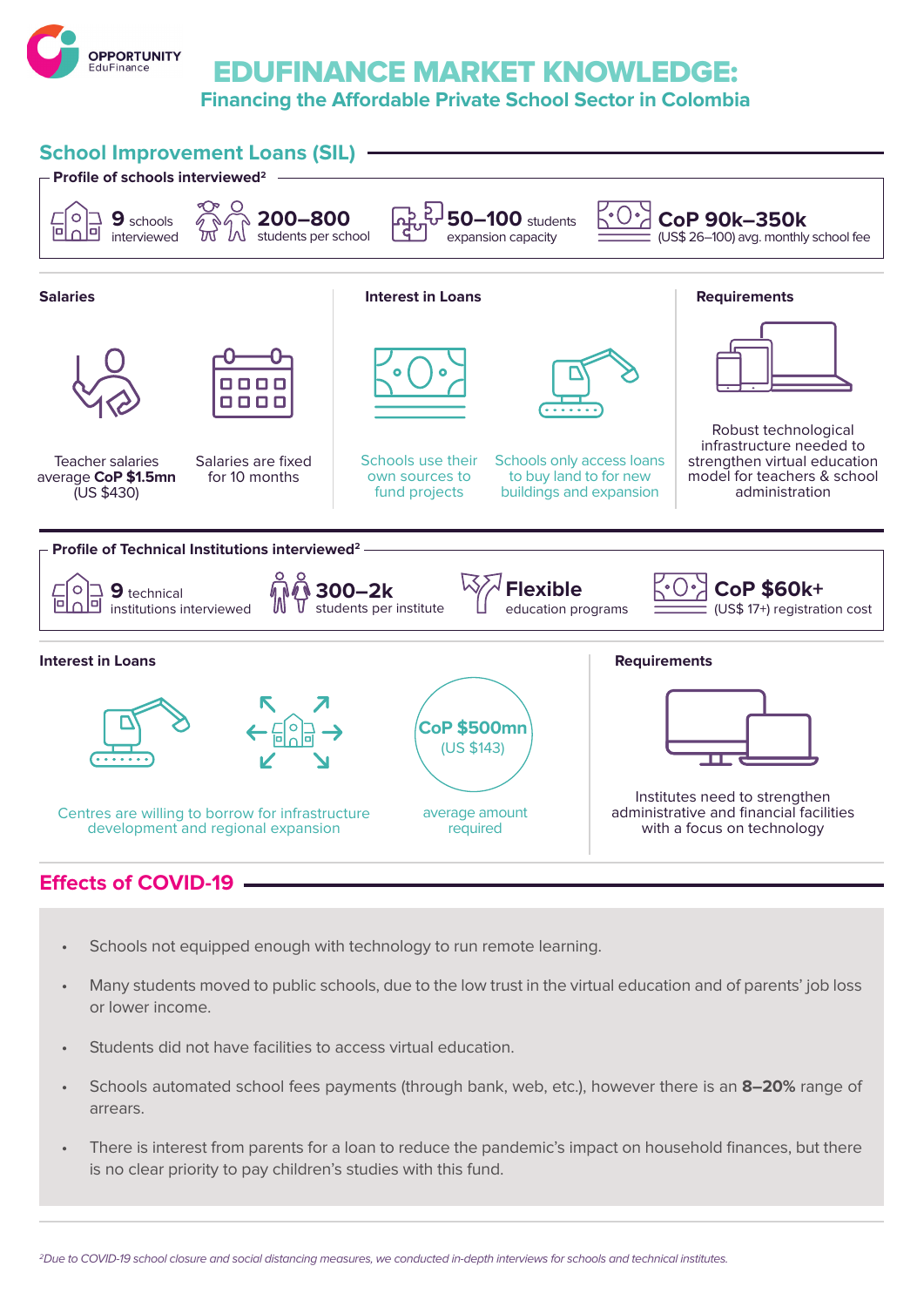OPPORTUNITY EduFinance

# EDUFINANCE MARKET KNOWLEDGE:

## Financing the Affordable Private School Sector in Colombia

## School Improvement Loans (SIL)

### Profile of schools interviewed[2]

- **9** schools interviewed
- **200–800** students per school
- **50–100** students expansion capacity
- **CoP 90k–350k** (US$ 26–100) avg. monthly school fee

### Salaries

Teacher salaries average **CoP $1.5mn** (US $430)

Salaries are fixed for 10 months

### Interest in Loans

Schools use their own sources to fund projects

Schools only access loans to buy land to for new buildings and expansion

### Requirements

Robust technological infrastructure needed to strengthen virtual education model for teachers & school administration

### Profile of Technical Institutions interviewed[2]

- **9** technical institutions interviewed
- **300–2k** students per institute
- **Flexible** education programs
- **CoP $60k+** (US$ 17+) registration cost

### Interest in Loans

Centres are willing to borrow for infrastructure development and regional expansion

**CoP $500mn** (US $143) average amount required

### Requirements

Institutes need to strengthen administrative and financial facilities with a focus on technology

## Effects of COVID-19

- Schools not equipped enough with technology to run remote learning.
- Many students moved to public schools, due to the low trust in the virtual education and of parents' job loss or lower income.
- Students did not have facilities to access virtual education.
- Schools automated school fees payments (through bank, web, etc.), however there is an **8–20%** range of arrears.
- There is interest from parents for a loan to reduce the pandemic's impact on household finances, but there is no clear priority to pay children's studies with this fund.

*[2]Due to COVID-19 school closure and social distancing measures, we conducted in-depth interviews for schools and technical institutes.*